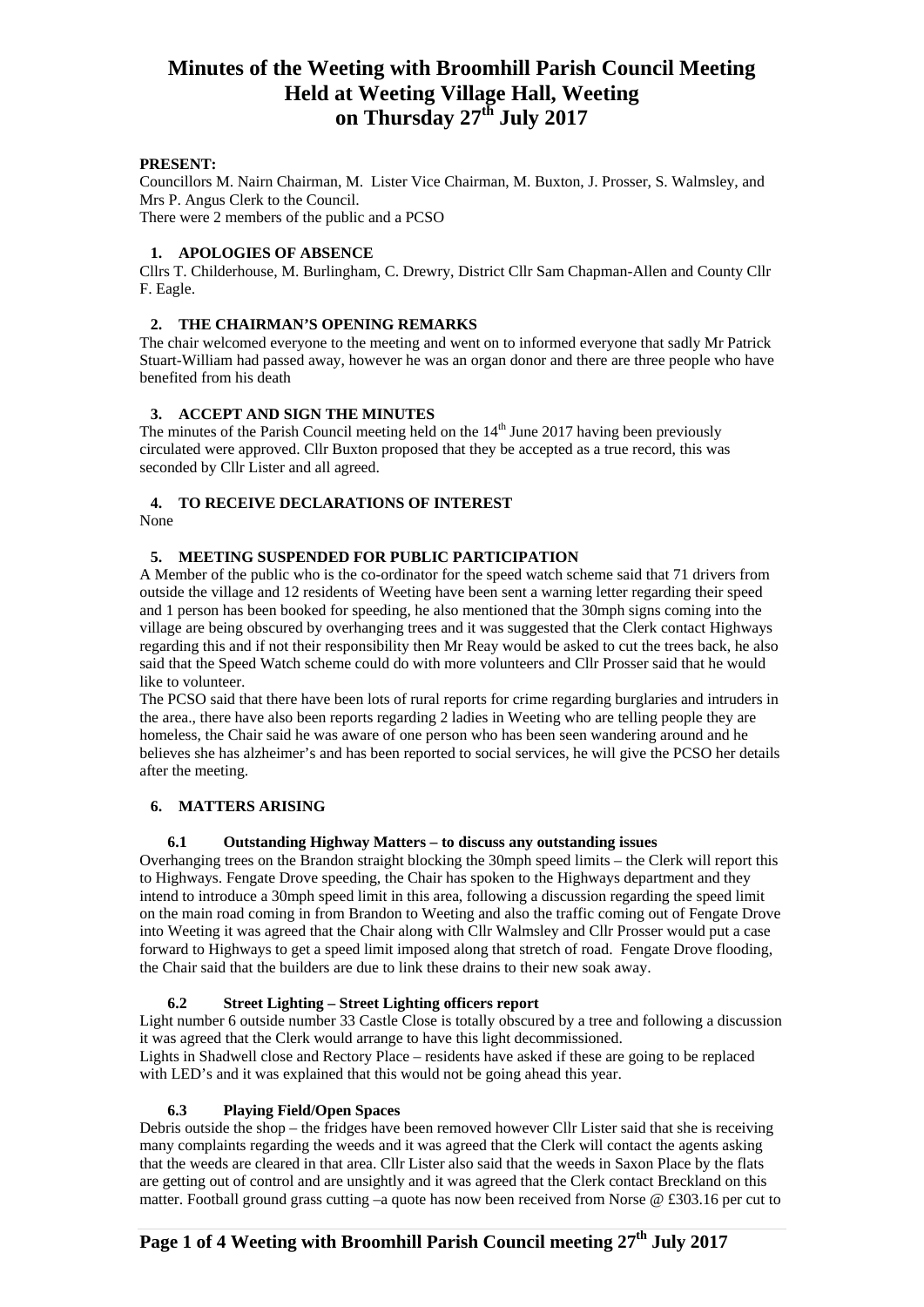# Minutes of the Weeting with Broomhill Parish Council Meeting Held at Weeting Village Hall, Weeting on Thursday 27th July 2017

**PRESENT:**

Councillors M. Nairn Chairman, M. Lister Vice Chairman, M. Buxton, J. Prosser, S. Walmsley, and Mrs P. Angus Clerk to the Council.

There were 2 members of the public and a PCSO

## 1. APOLOGIES OF ABSENCE

Cllrs T. Childerhouse, M. Burlingham, C. Drewry, District Cllr Sam Chapman-Allen and County Cllr F. Eagle.

## 2. THE CHAIRMAN'S OPENING REMARKS

The chair welcomed everyone to the meeting and went on to informed everyone that sadly Mr Patrick Stuart-William had passed away, however he was an organ donor and there are three people who have benefited from his death

## 3. ACCEPT AND SIGN THE MINUTES

The minutes of the Parish Council meeting held on the 14th June 2017 having been previously circulated were approved. Cllr Buxton proposed that they be accepted as a true record, this was seconded by Cllr Lister and all agreed.

## 4. TO RECEIVE DECLARATIONS OF INTEREST

None

## 5. MEETING SUSPENDED FOR PUBLIC PARTICIPATION

A Member of the public who is the co-ordinator for the speed watch scheme said that 71 drivers from outside the village and 12 residents of Weeting have been sent a warning letter regarding their speed and 1 person has been booked for speeding, he also mentioned that the 30mph signs coming into the village are being obscured by overhanging trees and it was suggested that the Clerk contact Highways regarding this and if not their responsibility then Mr Reay would be asked to cut the trees back, he also said that the Speed Watch scheme could do with more volunteers and Cllr Prosser said that he would like to volunteer.

The PCSO said that there have been lots of rural reports for crime regarding burglaries and intruders in the area., there have also been reports regarding 2 ladies in Weeting who are telling people they are homeless, the Chair said he was aware of one person who has been seen wandering around and he believes she has alzheimer's and has been reported to social services, he will give the PCSO her details after the meeting.

## 6. MATTERS ARISING

### 6.1 Outstanding Highway Matters – to discuss any outstanding issues

Overhanging trees on the Brandon straight blocking the 30mph speed limits – the Clerk will report this to Highways. Fengate Drove speeding, the Chair has spoken to the Highways department and they intend to introduce a 30mph speed limit in this area, following a discussion regarding the speed limit on the main road coming in from Brandon to Weeting and also the traffic coming out of Fengate Drove into Weeting it was agreed that the Chair along with Cllr Walmsley and Cllr Prosser would put a case forward to Highways to get a speed limit imposed along that stretch of road. Fengate Drove flooding, the Chair said that the builders are due to link these drains to their new soak away.

### 6.2 Street Lighting – Street Lighting officers report

Light number 6 outside number 33 Castle Close is totally obscured by a tree and following a discussion it was agreed that the Clerk would arrange to have this light decommissioned.

Lights in Shadwell close and Rectory Place – residents have asked if these are going to be replaced with LED's and it was explained that this would not be going ahead this year.

### 6.3 Playing Field/Open Spaces

Debris outside the shop – the fridges have been removed however Cllr Lister said that she is receiving many complaints regarding the weeds and it was agreed that the Clerk will contact the agents asking that the weeds are cleared in that area. Cllr Lister also said that the weeds in Saxon Place by the flats are getting out of control and are unsightly and it was agreed that the Clerk contact Breckland on this matter. Football ground grass cutting –a quote has now been received from Norse @ £303.16 per cut to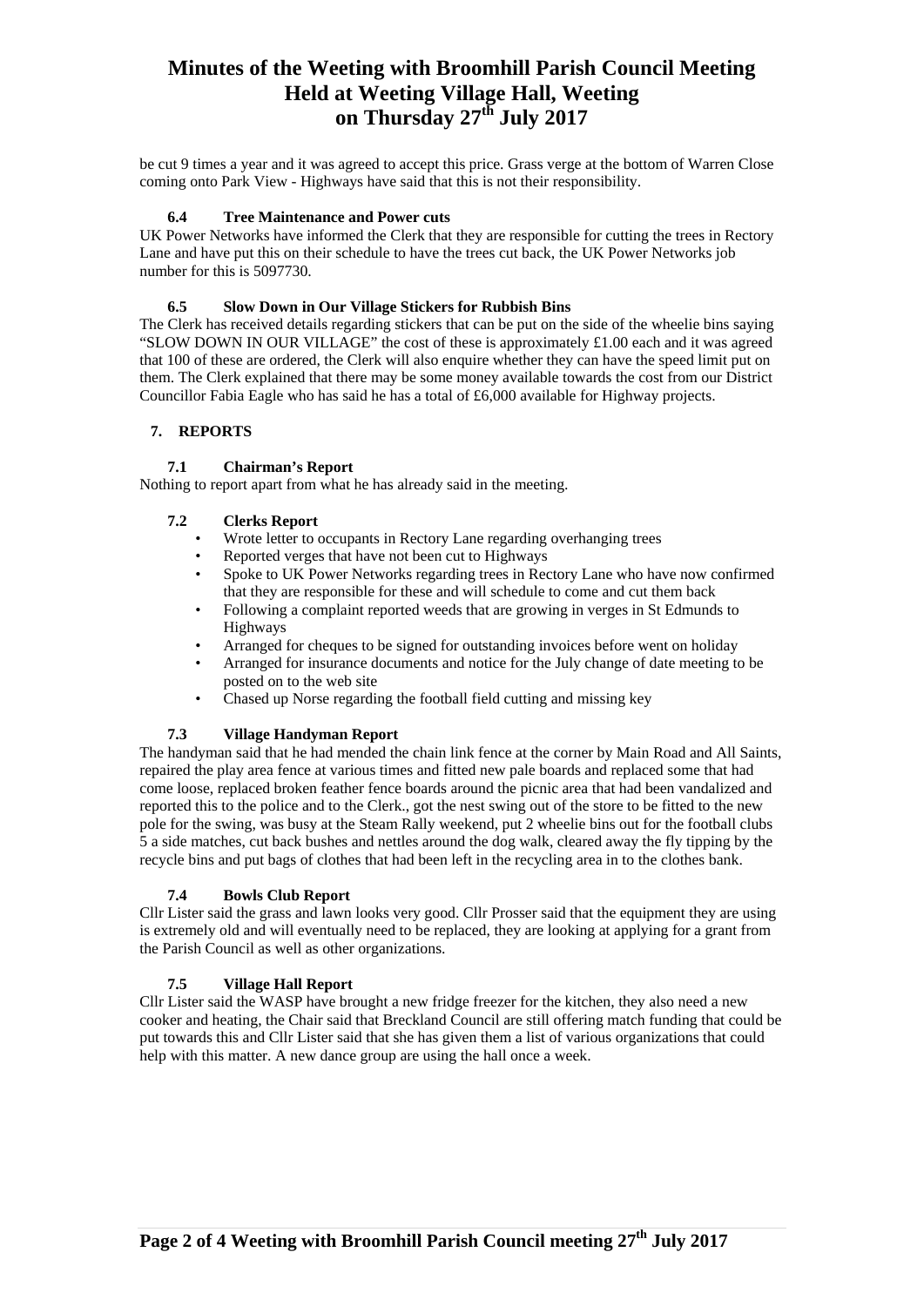be cut 9 times a year and it was agreed to accept this price. Grass verge at the bottom of Warren Close coming onto Park View - Highways have said that this is not their responsibility.

### 6.4 Tree Maintenance and Power cuts

UK Power Networks have informed the Clerk that they are responsible for cutting the trees in Rectory Lane and have put this on their schedule to have the trees cut back, the UK Power Networks job number for this is 5097730.

### 6.5 Slow Down in Our Village Stickers for Rubbish Bins

The Clerk has received details regarding stickers that can be put on the side of the wheelie bins saying "SLOW DOWN IN OUR VILLAGE" the cost of these is approximately £1.00 each and it was agreed that 100 of these are ordered, the Clerk will also enquire whether they can have the speed limit put on them. The Clerk explained that there may be some money available towards the cost from our District Councillor Fabia Eagle who has said he has a total of £6,000 available for Highway projects.

## 7. REPORTS

### 7.1 Chairman's Report

Nothing to report apart from what he has already said in the meeting.

### 7.2 Clerks Report

- Wrote letter to occupants in Rectory Lane regarding overhanging trees
- Reported verges that have not been cut to Highways
- Spoke to UK Power Networks regarding trees in Rectory Lane who have now confirmed that they are responsible for these and will schedule to come and cut them back
- Following a complaint reported weeds that are growing in verges in St Edmunds to Highways
- Arranged for cheques to be signed for outstanding invoices before went on holiday
- Arranged for insurance documents and notice for the July change of date meeting to be posted on to the web site
- Chased up Norse regarding the football field cutting and missing key

### 7.3 Village Handyman Report

The handyman said that he had mended the chain link fence at the corner by Main Road and All Saints, repaired the play area fence at various times and fitted new pale boards and replaced some that had come loose, replaced broken feather fence boards around the picnic area that had been vandalized and reported this to the police and to the Clerk., got the nest swing out of the store to be fitted to the new pole for the swing, was busy at the Steam Rally weekend, put 2 wheelie bins out for the football clubs 5 a side matches, cut back bushes and nettles around the dog walk, cleared away the fly tipping by the recycle bins and put bags of clothes that had been left in the recycling area in to the clothes bank.

### 7.4 Bowls Club Report

Cllr Lister said the grass and lawn looks very good. Cllr Prosser said that the equipment they are using is extremely old and will eventually need to be replaced, they are looking at applying for a grant from the Parish Council as well as other organizations.

### 7.5 Village Hall Report

Cllr Lister said the WASP have brought a new fridge freezer for the kitchen, they also need a new cooker and heating, the Chair said that Breckland Council are still offering match funding that could be put towards this and Cllr Lister said that she has given them a list of various organizations that could help with this matter. A new dance group are using the hall once a week.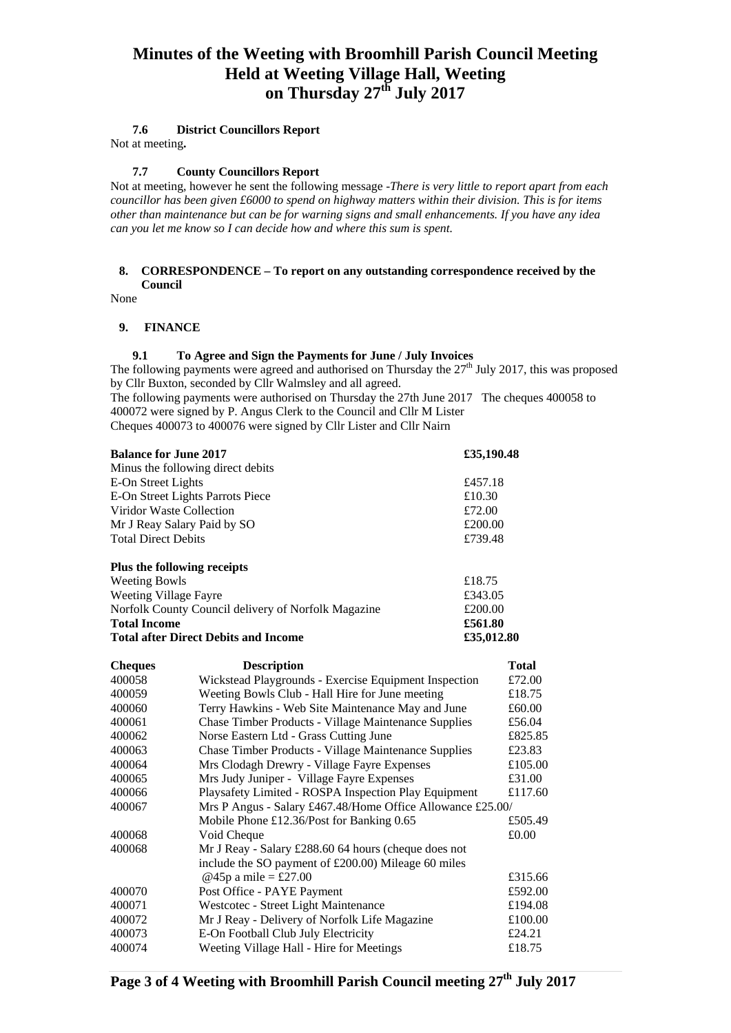# Minutes of the Weeting with Broomhill Parish Council Meeting
# Held at Weeting Village Hall, Weeting
# on Thursday 27th July 2017

### 7.6 District Councillors Report

Not at meeting**.**

### 7.7 County Councillors Report

Not at meeting, however he sent the following message -*There is very little to report apart from each councillor has been given £6000 to spend on highway matters within their division. This is for items other than maintenance but can be for warning signs and small enhancements. If you have any idea can you let me know so I can decide how and where this sum is spent.*

## 8. CORRESPONDENCE – To report on any outstanding correspondence received by the Council

None

## 9. FINANCE

### 9.1 To Agree and Sign the Payments for June / July Invoices

The following payments were agreed and authorised on Thursday the 27th July 2017, this was proposed by Cllr Buxton, seconded by Cllr Walmsley and all agreed.
The following payments were authorised on Thursday the 27th June 2017 The cheques 400058 to 400072 were signed by P. Angus Clerk to the Council and Cllr M Lister
Cheques 400073 to 400076 were signed by Cllr Lister and Cllr Nairn

| **Balance for June 2017** | **£35,190.48** |
|---|---|
| Minus the following direct debits | |
| E-On Street Lights | £457.18 |
| E-On Street Lights Parrots Piece | £10.30 |
| Viridor Waste Collection | £72.00 |
| Mr J Reay Salary Paid by SO | £200.00 |
| Total Direct Debits | £739.48 |
| | |
| **Plus the following receipts** | |
| Weeting Bowls | £18.75 |
| Weeting Village Fayre | £343.05 |
| Norfolk County Council delivery of Norfolk Magazine | £200.00 |
| **Total Income** | **£561.80** |
| **Total after Direct Debits and Income** | **£35,012.80** |

| **Cheques** | **Description** | **Total** |
|---|---|---|
| 400058 | Wickstead Playgrounds - Exercise Equipment Inspection | £72.00 |
| 400059 | Weeting Bowls Club - Hall Hire for June meeting | £18.75 |
| 400060 | Terry Hawkins - Web Site Maintenance May and June | £60.00 |
| 400061 | Chase Timber Products - Village Maintenance Supplies | £56.04 |
| 400062 | Norse Eastern Ltd - Grass Cutting June | £825.85 |
| 400063 | Chase Timber Products - Village Maintenance Supplies | £23.83 |
| 400064 | Mrs Clodagh Drewry - Village Fayre Expenses | £105.00 |
| 400065 | Mrs Judy Juniper - Village Fayre Expenses | £31.00 |
| 400066 | Playsafety Limited - ROSPA Inspection Play Equipment | £117.60 |
| 400067 | Mrs P Angus - Salary £467.48/Home Office Allowance £25.00/ Mobile Phone £12.36/Post for Banking 0.65 | £505.49 |
| 400068 | Void Cheque | £0.00 |
| 400068 | Mr J Reay - Salary £288.60 64 hours (cheque does not include the SO payment of £200.00) Mileage 60 miles @45p a mile = £27.00 | £315.66 |
| 400070 | Post Office - PAYE Payment | £592.00 |
| 400071 | Westcotec - Street Light Maintenance | £194.08 |
| 400072 | Mr J Reay - Delivery of Norfolk Life Magazine | £100.00 |
| 400073 | E-On Football Club July Electricity | £24.21 |
| 400074 | Weeting Village Hall - Hire for Meetings | £18.75 |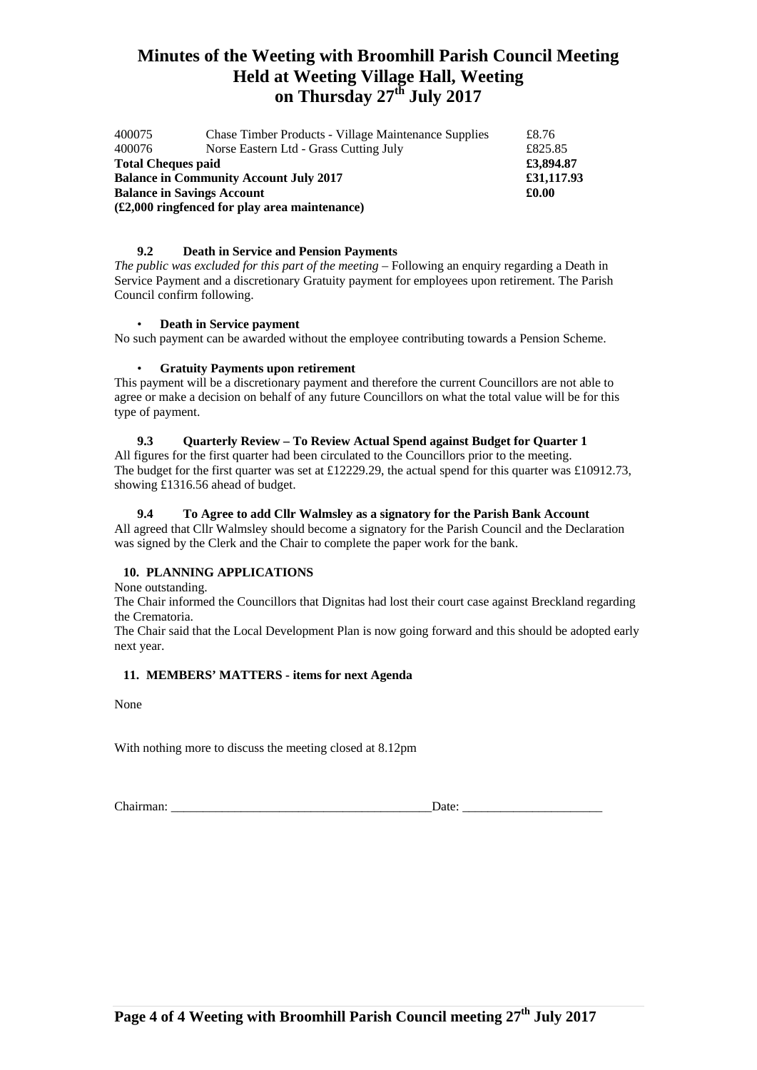# Minutes of the Weeting with Broomhill Parish Council Meeting Held at Weeting Village Hall, Weeting on Thursday 27th July 2017

| | | |
|---|---|---|
| 400075 | Chase Timber Products - Village Maintenance Supplies | £8.76 |
| 400076 | Norse Eastern Ltd - Grass Cutting July | £825.85 |
| **Total Cheques paid** | | **£3,894.87** |
| **Balance in Community Account July 2017** | | **£31,117.93** |
| **Balance in Savings Account** | | **£0.00** |
| **(£2,000 ringfenced for play area maintenance)** | | |

### 9.2 Death in Service and Pension Payments

*The public was excluded for this part of the meeting* – Following an enquiry regarding a Death in Service Payment and a discretionary Gratuity payment for employees upon retirement. The Parish Council confirm following.

- **Death in Service payment**

No such payment can be awarded without the employee contributing towards a Pension Scheme.

- **Gratuity Payments upon retirement**

This payment will be a discretionary payment and therefore the current Councillors are not able to agree or make a decision on behalf of any future Councillors on what the total value will be for this type of payment.

### 9.3 Quarterly Review – To Review Actual Spend against Budget for Quarter 1

All figures for the first quarter had been circulated to the Councillors prior to the meeting.
The budget for the first quarter was set at £12229.29, the actual spend for this quarter was £10912.73, showing £1316.56 ahead of budget.

### 9.4 To Agree to add Cllr Walmsley as a signatory for the Parish Bank Account

All agreed that Cllr Walmsley should become a signatory for the Parish Council and the Declaration was signed by the Clerk and the Chair to complete the paper work for the bank.

## 10. PLANNING APPLICATIONS

None outstanding.
The Chair informed the Councillors that Dignitas had lost their court case against Breckland regarding the Crematoria.
The Chair said that the Local Development Plan is now going forward and this should be adopted early next year.

## 11. MEMBERS' MATTERS - items for next Agenda

None

With nothing more to discuss the meeting closed at 8.12pm

Chairman: \_\_\_\_\_\_\_\_\_\_\_\_\_\_\_\_\_\_\_\_\_\_\_\_\_\_\_\_\_\_\_\_\_\_\_\_\_\_\_\_Date: \_\_\_\_\_\_\_\_\_\_\_\_\_\_\_\_\_\_\_\_\_\_